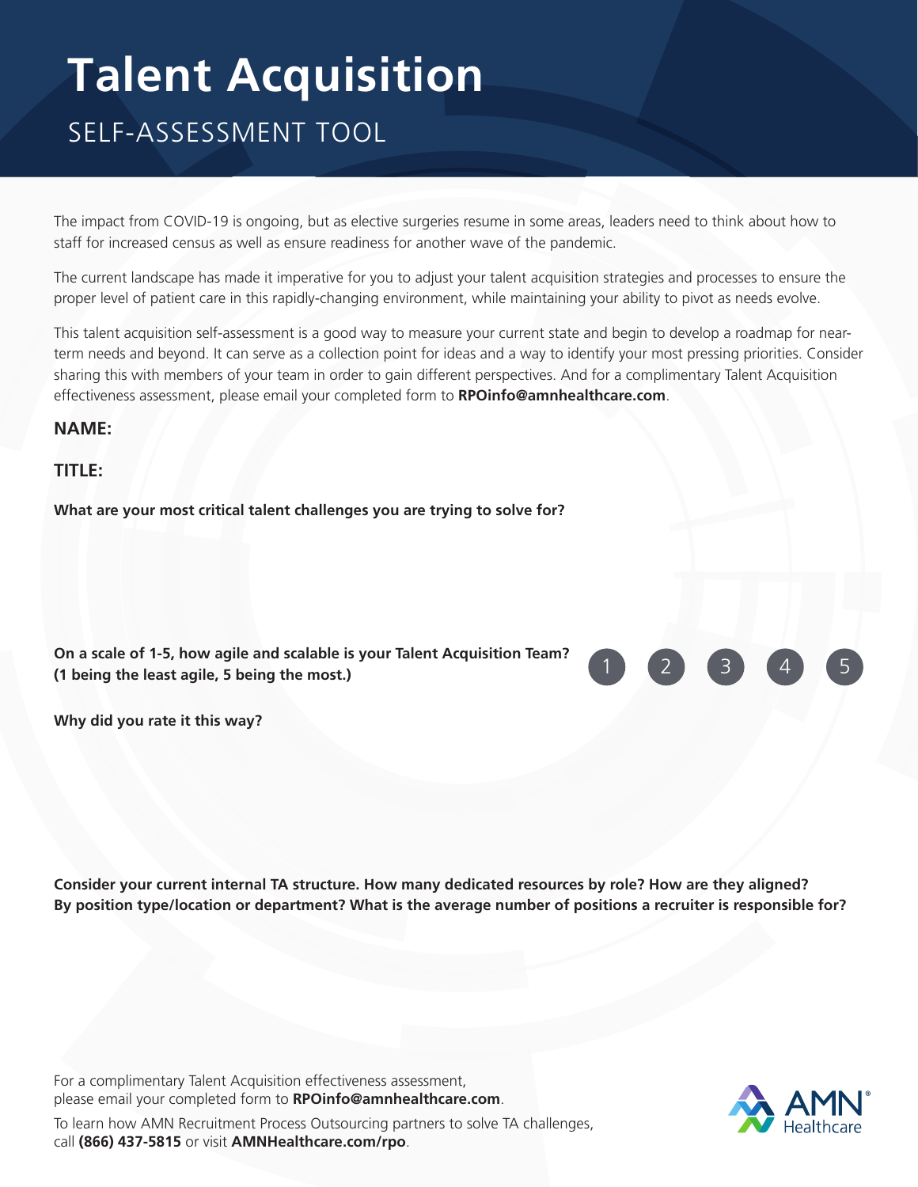# Talent Acquisition

## SELF-ASSESSMENT TOOL

The impact from COVID-19 is ongoing, but as elective surgeries resume in some areas, leaders need to think about how to staff for increased census as well as ensure readiness for another wave of the pandemic.

The current landscape has made it imperative for you to adjust your talent acquisition strategies and processes to ensure the proper level of patient care in this rapidly-changing environment, while maintaining your ability to pivot as needs evolve.

This talent acquisition self-assessment is a good way to measure your current state and begin to develop a roadmap for near-term needs and beyond. It can serve as a collection point for ideas and a way to identify your most pressing priorities. Consider sharing this with members of your team in order to gain different perspectives. And for a complimentary Talent Acquisition effectiveness assessment, please email your completed form to **RPOinfo@amnhealthcare.com**.

**NAME:**

**TITLE:**

**What are your most critical talent challenges you are trying to solve for?**

**On a scale of 1-5, how agile and scalable is your Talent Acquisition Team? (1 being the least agile, 5 being the most.)**

1 2 3 4 5

**Why did you rate it this way?**

**Consider your current internal TA structure. How many dedicated resources by role? How are they aligned? By position type/location or department? What is the average number of positions a recruiter is responsible for?**

For a complimentary Talent Acquisition effectiveness assessment, please email your completed form to **RPOinfo@amnhealthcare.com**.

To learn how AMN Recruitment Process Outsourcing partners to solve TA challenges, call **(866) 437-5815** or visit **AMNHealthcare.com/rpo**.

AMN Healthcare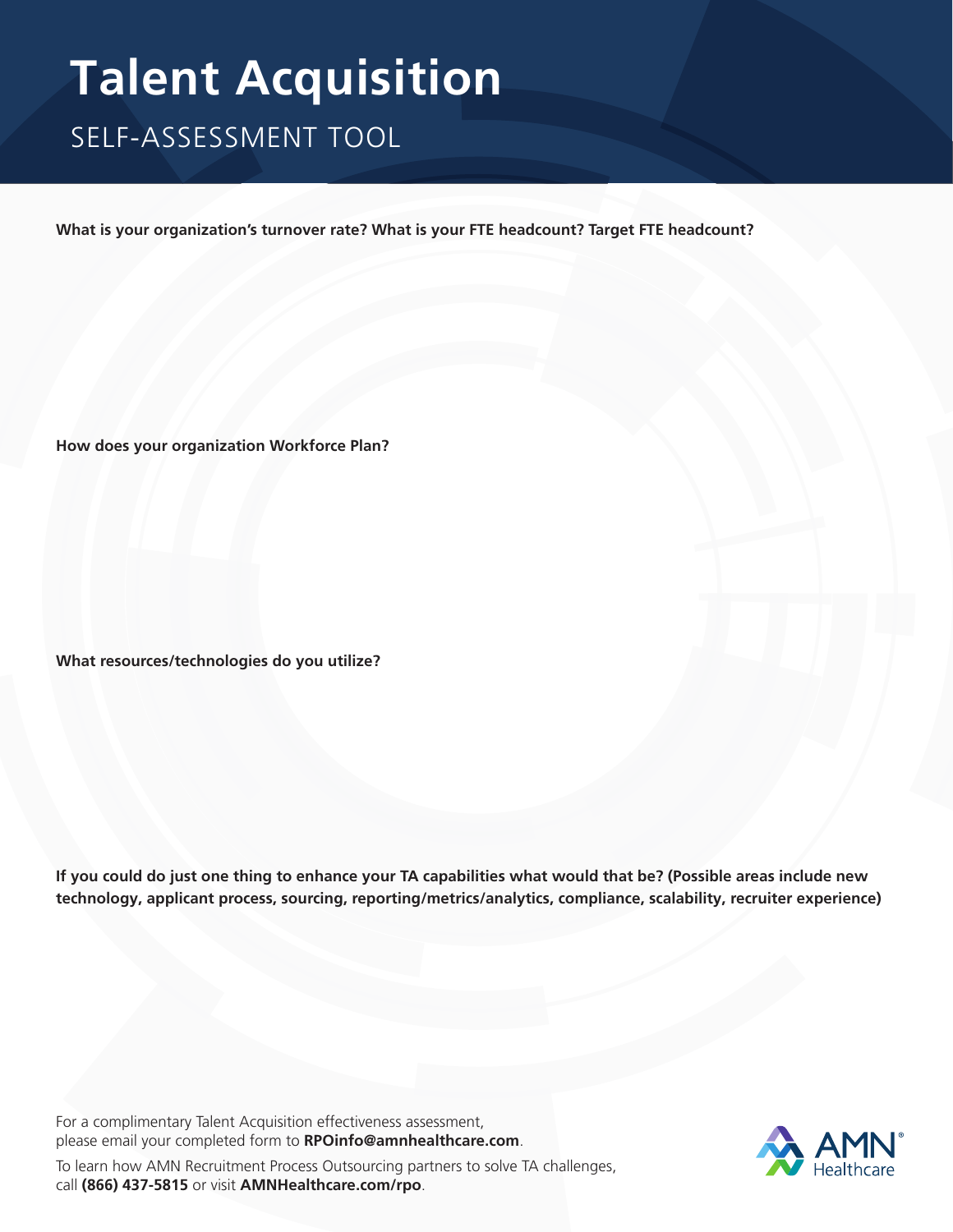# Talent Acquisition

## SELF-ASSESSMENT TOOL

**What is your organization's turnover rate? What is your FTE headcount? Target FTE headcount?**

**How does your organization Workforce Plan?**

**What resources/technologies do you utilize?**

**If you could do just one thing to enhance your TA capabilities what would that be? (Possible areas include new technology, applicant process, sourcing, reporting/metrics/analytics, compliance, scalability, recruiter experience)**

For a complimentary Talent Acquisition effectiveness assessment, please email your completed form to **RPOinfo@amnhealthcare.com**.

To learn how AMN Recruitment Process Outsourcing partners to solve TA challenges, call **(866) 437-5815** or visit **AMNHealthcare.com/rpo**.

AMN® Healthcare